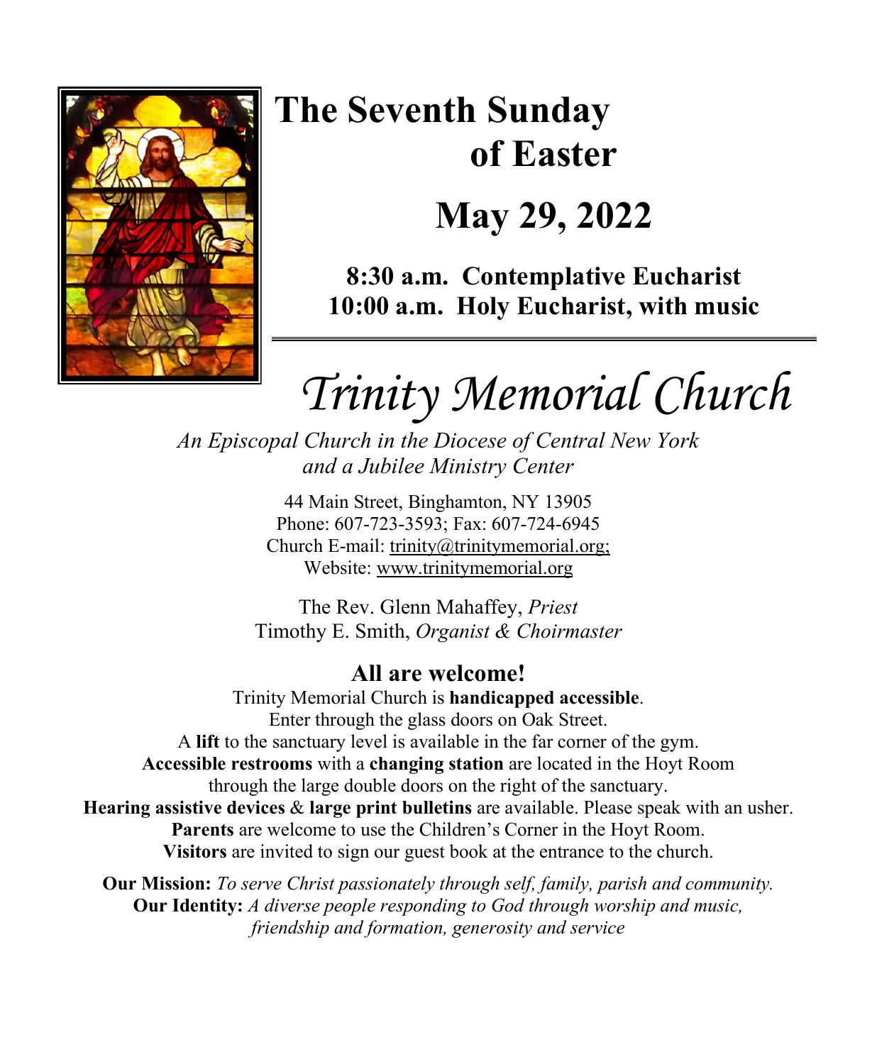# The Seventh Sunday of Easter

## May 29, 2022

**8:30 a.m. Contemplative Eucharist**
**10:00 a.m. Holy Eucharist, with music**

# *Trinity Memorial Church*

*An Episcopal Church in the Diocese of Central New York and a Jubilee Ministry Center*

44 Main Street, Binghamton, NY 13905
Phone: 607-723-3593; Fax: 607-724-6945
Church E-mail: trinity@trinitymemorial.org;
Website: www.trinitymemorial.org

The Rev. Glenn Mahaffey, *Priest*
Timothy E. Smith, *Organist & Choirmaster*

## All are welcome!

Trinity Memorial Church is **handicapped accessible**.
Enter through the glass doors on Oak Street.
A **lift** to the sanctuary level is available in the far corner of the gym.
**Accessible restrooms** with a **changing station** are located in the Hoyt Room through the large double doors on the right of the sanctuary.
**Hearing assistive devices** & **large print bulletins** are available. Please speak with an usher.
**Parents** are welcome to use the Children's Corner in the Hoyt Room.
**Visitors** are invited to sign our guest book at the entrance to the church.

**Our Mission:** *To serve Christ passionately through self, family, parish and community.*
**Our Identity:** *A diverse people responding to God through worship and music, friendship and formation, generosity and service*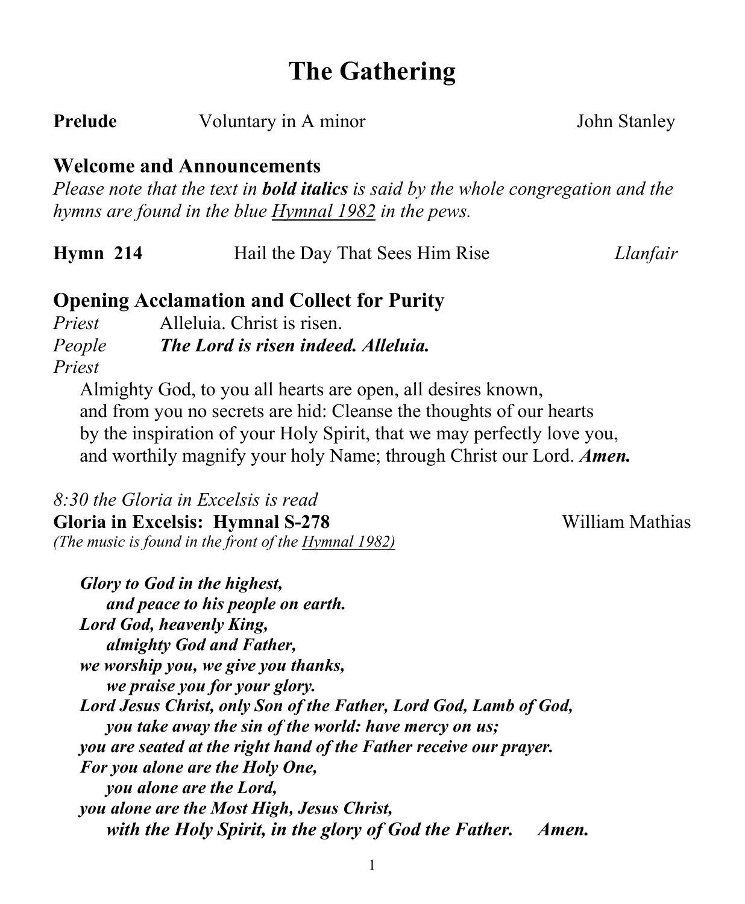# The Gathering

**Prelude** Voluntary in A minor John Stanley

## Welcome and Announcements

*Please note that the text in* ***bold italics*** *is said by the whole congregation and the hymns are found in the blue* *Hymnal 1982* *in the pews.*

**Hymn 214** Hail the Day That Sees Him Rise *Llanfair*

## Opening Acclamation and Collect for Purity

*Priest* Alleluia. Christ is risen.
*People* ***The Lord is risen indeed. Alleluia.***
*Priest*

Almighty God, to you all hearts are open, all desires known,
and from you no secrets are hid: Cleanse the thoughts of our hearts
by the inspiration of your Holy Spirit, that we may perfectly love you,
and worthily magnify your holy Name; through Christ our Lord. ***Amen.***

*8:30 the Gloria in Excelsis is read*

**Gloria in Excelsis: Hymnal S-278** William Mathias

*(The music is found in the front of the* *Hymnal 1982)*

***Glory to God in the highest,***
***and peace to his people on earth.***
***Lord God, heavenly King,***
***almighty God and Father,***
***we worship you, we give you thanks,***
***we praise you for your glory.***
***Lord Jesus Christ, only Son of the Father, Lord God, Lamb of God,***
***you take away the sin of the world: have mercy on us;***
***you are seated at the right hand of the Father receive our prayer.***
***For you alone are the Holy One,***
***you alone are the Lord,***
***you alone are the Most High, Jesus Christ,***
***with the Holy Spirit, in the glory of God the Father. Amen.***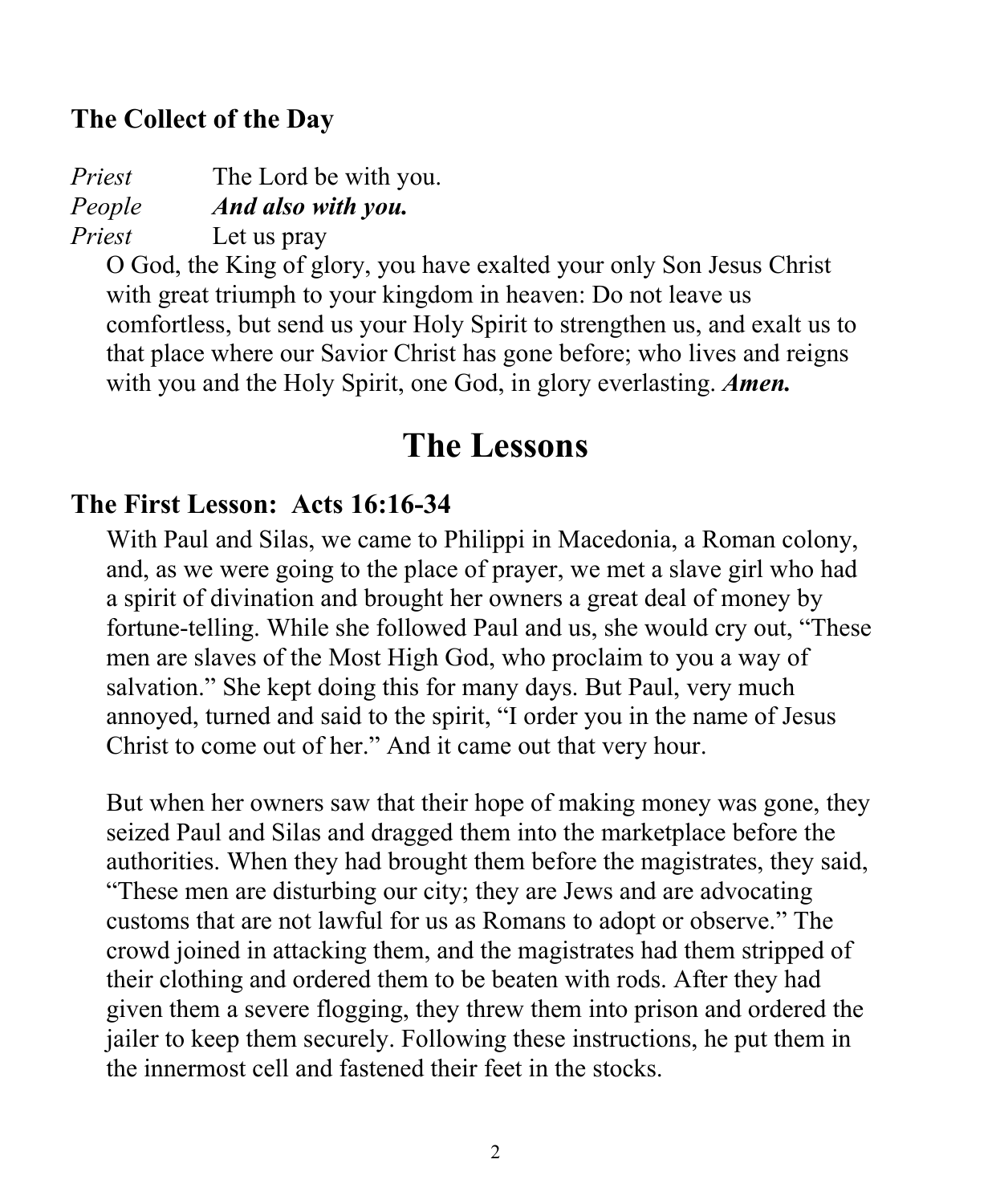### The Collect of the Day

*Priest* The Lord be with you.
*People* ***And also with you.***
*Priest* Let us pray

O God, the King of glory, you have exalted your only Son Jesus Christ with great triumph to your kingdom in heaven: Do not leave us comfortless, but send us your Holy Spirit to strengthen us, and exalt us to that place where our Savior Christ has gone before; who lives and reigns with you and the Holy Spirit, one God, in glory everlasting. ***Amen.***

# The Lessons

### The First Lesson: Acts 16:16-34

With Paul and Silas, we came to Philippi in Macedonia, a Roman colony, and, as we were going to the place of prayer, we met a slave girl who had a spirit of divination and brought her owners a great deal of money by fortune-telling. While she followed Paul and us, she would cry out, "These men are slaves of the Most High God, who proclaim to you a way of salvation." She kept doing this for many days. But Paul, very much annoyed, turned and said to the spirit, "I order you in the name of Jesus Christ to come out of her." And it came out that very hour.

But when her owners saw that their hope of making money was gone, they seized Paul and Silas and dragged them into the marketplace before the authorities. When they had brought them before the magistrates, they said, "These men are disturbing our city; they are Jews and are advocating customs that are not lawful for us as Romans to adopt or observe." The crowd joined in attacking them, and the magistrates had them stripped of their clothing and ordered them to be beaten with rods. After they had given them a severe flogging, they threw them into prison and ordered the jailer to keep them securely. Following these instructions, he put them in the innermost cell and fastened their feet in the stocks.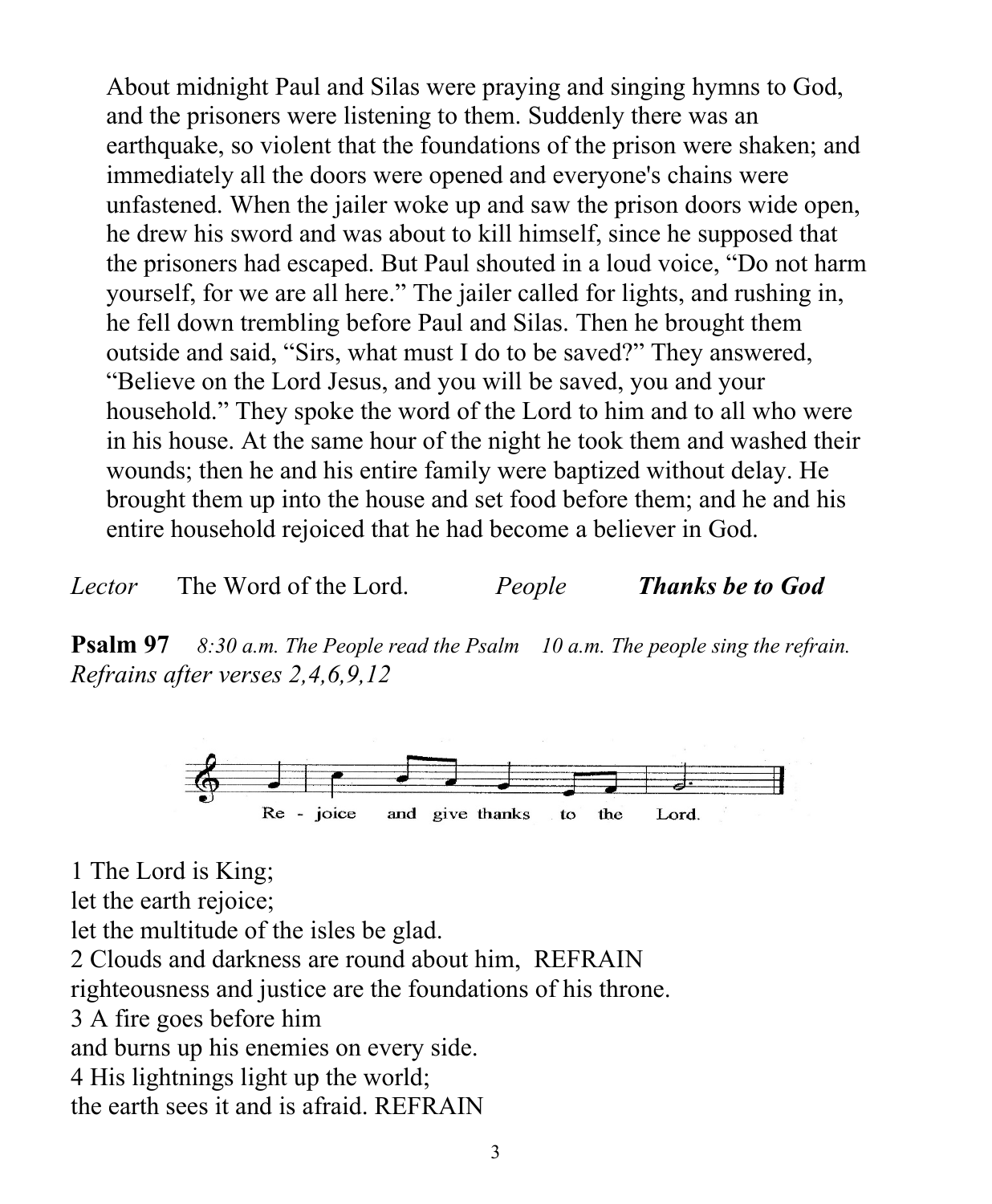About midnight Paul and Silas were praying and singing hymns to God, and the prisoners were listening to them. Suddenly there was an earthquake, so violent that the foundations of the prison were shaken; and immediately all the doors were opened and everyone's chains were unfastened. When the jailer woke up and saw the prison doors wide open, he drew his sword and was about to kill himself, since he supposed that the prisoners had escaped. But Paul shouted in a loud voice, "Do not harm yourself, for we are all here." The jailer called for lights, and rushing in, he fell down trembling before Paul and Silas. Then he brought them outside and said, "Sirs, what must I do to be saved?" They answered, "Believe on the Lord Jesus, and you will be saved, you and your household." They spoke the word of the Lord to him and to all who were in his house. At the same hour of the night he took them and washed their wounds; then he and his entire family were baptized without delay. He brought them up into the house and set food before them; and he and his entire household rejoiced that he had become a believer in God.

*Lector* The Word of the Lord. *People* ***Thanks be to God***

**Psalm 97** *8:30 a.m. The People read the Psalm 10 a.m. The people sing the refrain. Refrains after verses 2,4,6,9,12*

Re - joice and give thanks to the Lord.

1 The Lord is King;
let the earth rejoice;
let the multitude of the isles be glad.
2 Clouds and darkness are round about him, REFRAIN
righteousness and justice are the foundations of his throne.
3 A fire goes before him
and burns up his enemies on every side.
4 His lightnings light up the world;
the earth sees it and is afraid. REFRAIN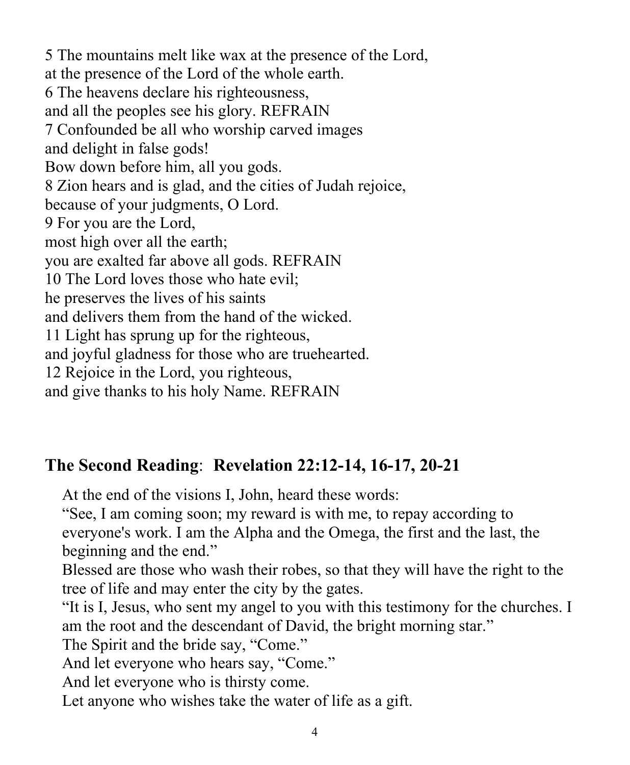5 The mountains melt like wax at the presence of the Lord,
at the presence of the Lord of the whole earth.
6 The heavens declare his righteousness,
and all the peoples see his glory. REFRAIN
7 Confounded be all who worship carved images
and delight in false gods!
Bow down before him, all you gods.
8 Zion hears and is glad, and the cities of Judah rejoice,
because of your judgments, O Lord.
9 For you are the Lord,
most high over all the earth;
you are exalted far above all gods. REFRAIN
10 The Lord loves those who hate evil;
he preserves the lives of his saints
and delivers them from the hand of the wicked.
11 Light has sprung up for the righteous,
and joyful gladness for those who are truehearted.
12 Rejoice in the Lord, you righteous,
and give thanks to his holy Name. REFRAIN

## **The Second Reading**: **Revelation 22:12-14, 16-17, 20-21**

At the end of the visions I, John, heard these words:
"See, I am coming soon; my reward is with me, to repay according to everyone's work. I am the Alpha and the Omega, the first and the last, the beginning and the end."
Blessed are those who wash their robes, so that they will have the right to the tree of life and may enter the city by the gates.
"It is I, Jesus, who sent my angel to you with this testimony for the churches. I am the root and the descendant of David, the bright morning star."
The Spirit and the bride say, "Come."
And let everyone who hears say, "Come."
And let everyone who is thirsty come.
Let anyone who wishes take the water of life as a gift.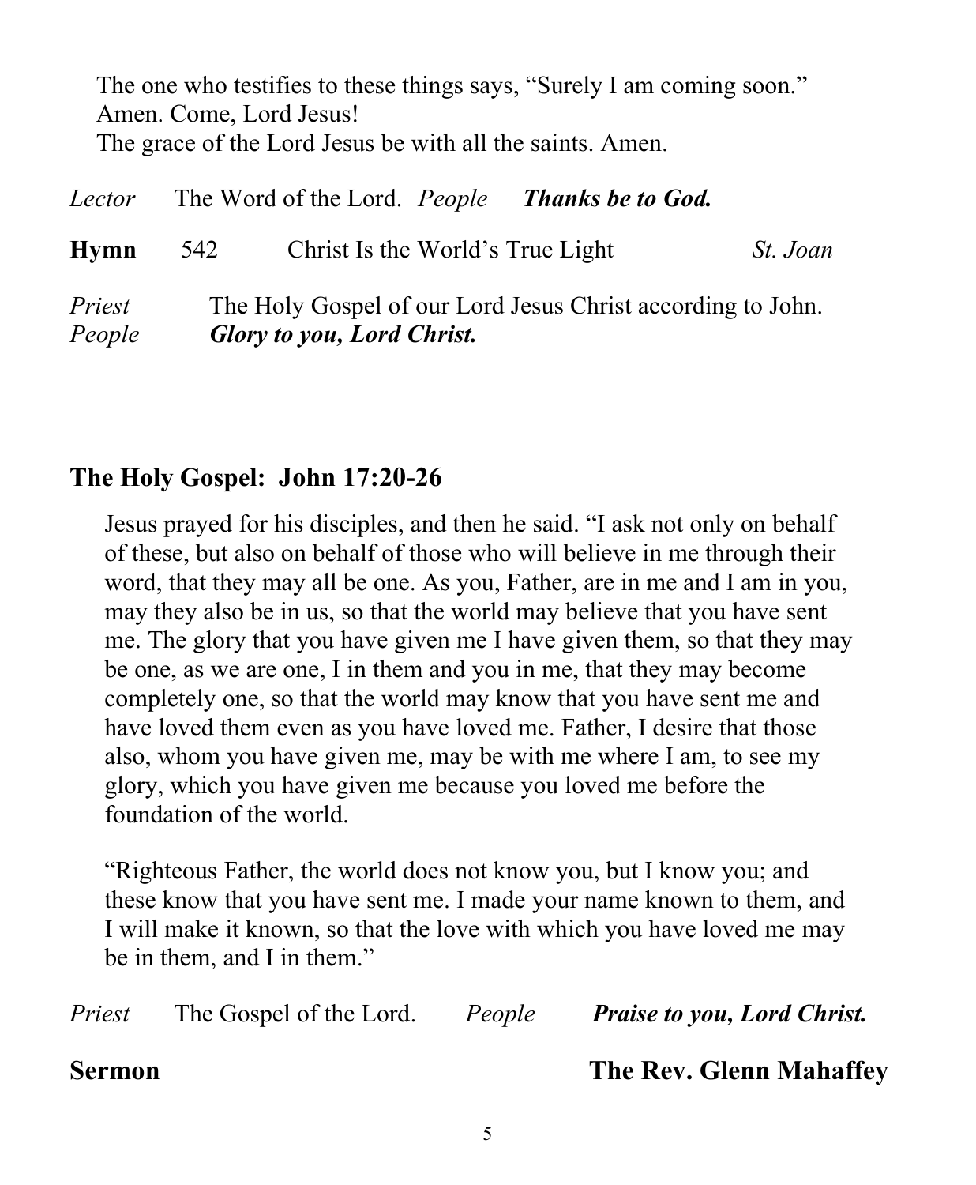The one who testifies to these things says, "Surely I am coming soon."
Amen. Come, Lord Jesus!
The grace of the Lord Jesus be with all the saints. Amen.

*Lector* The Word of the Lord. *People* ***Thanks be to God.***

**Hymn** 542 Christ Is the World's True Light *St. Joan*

*Priest* The Holy Gospel of our Lord Jesus Christ according to John.
*People* ***Glory to you, Lord Christ.***

## The Holy Gospel: John 17:20-26

Jesus prayed for his disciples, and then he said. "I ask not only on behalf of these, but also on behalf of those who will believe in me through their word, that they may all be one. As you, Father, are in me and I am in you, may they also be in us, so that the world may believe that you have sent me. The glory that you have given me I have given them, so that they may be one, as we are one, I in them and you in me, that they may become completely one, so that the world may know that you have sent me and have loved them even as you have loved me. Father, I desire that those also, whom you have given me, may be with me where I am, to see my glory, which you have given me because you loved me before the foundation of the world.

"Righteous Father, the world does not know you, but I know you; and these know that you have sent me. I made your name known to them, and I will make it known, so that the love with which you have loved me may be in them, and I in them."

*Priest* The Gospel of the Lord. *People* ***Praise to you, Lord Christ.***

**Sermon** **The Rev. Glenn Mahaffey**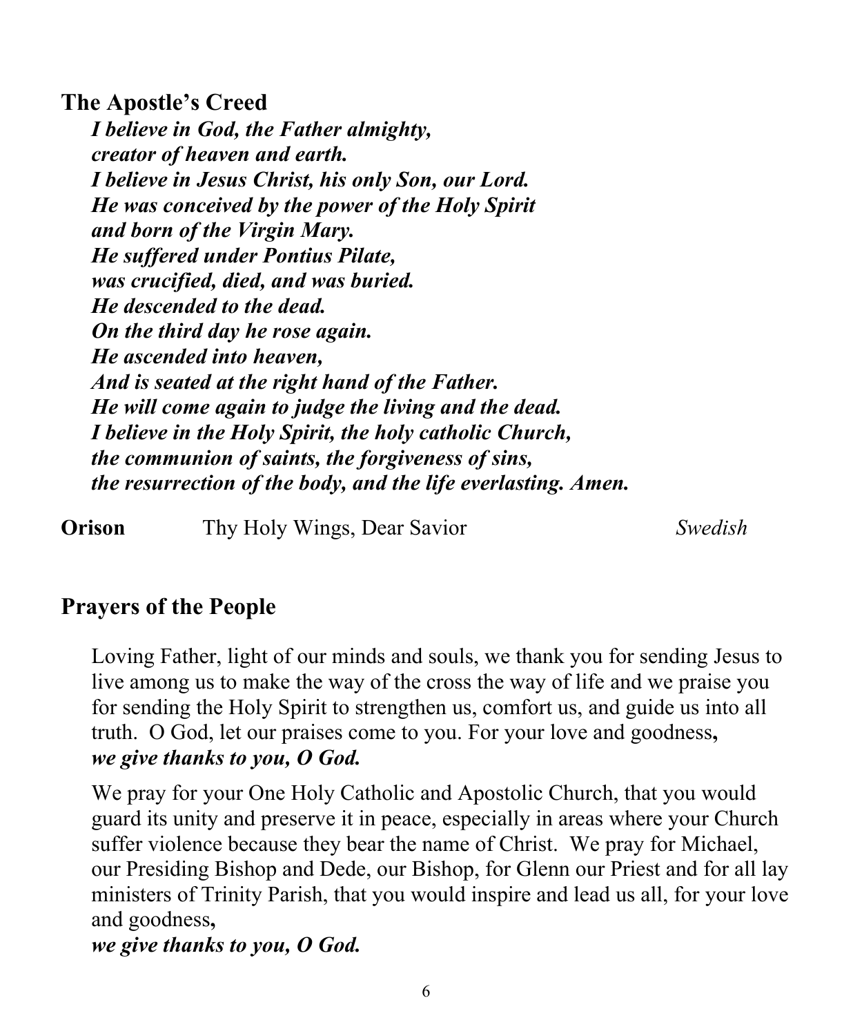**The Apostle's Creed**

***I believe in God, the Father almighty,***
***creator of heaven and earth.***
***I believe in Jesus Christ, his only Son, our Lord.***
***He was conceived by the power of the Holy Spirit***
***and born of the Virgin Mary.***
***He suffered under Pontius Pilate,***
***was crucified, died, and was buried.***
***He descended to the dead.***
***On the third day he rose again.***
***He ascended into heaven,***
***And is seated at the right hand of the Father.***
***He will come again to judge the living and the dead.***
***I believe in the Holy Spirit, the holy catholic Church,***
***the communion of saints, the forgiveness of sins,***
***the resurrection of the body, and the life everlasting. Amen.***

**Orison** Thy Holy Wings, Dear Savior *Swedish*

## Prayers of the People

Loving Father, light of our minds and souls, we thank you for sending Jesus to live among us to make the way of the cross the way of life and we praise you for sending the Holy Spirit to strengthen us, comfort us, and guide us into all truth. O God, let our praises come to you. For your love and goodness**,**
***we give thanks to you, O God.***

We pray for your One Holy Catholic and Apostolic Church, that you would guard its unity and preserve it in peace, especially in areas where your Church suffer violence because they bear the name of Christ. We pray for Michael, our Presiding Bishop and Dede, our Bishop, for Glenn our Priest and for all lay ministers of Trinity Parish, that you would inspire and lead us all, for your love and goodness**,**
***we give thanks to you, O God.***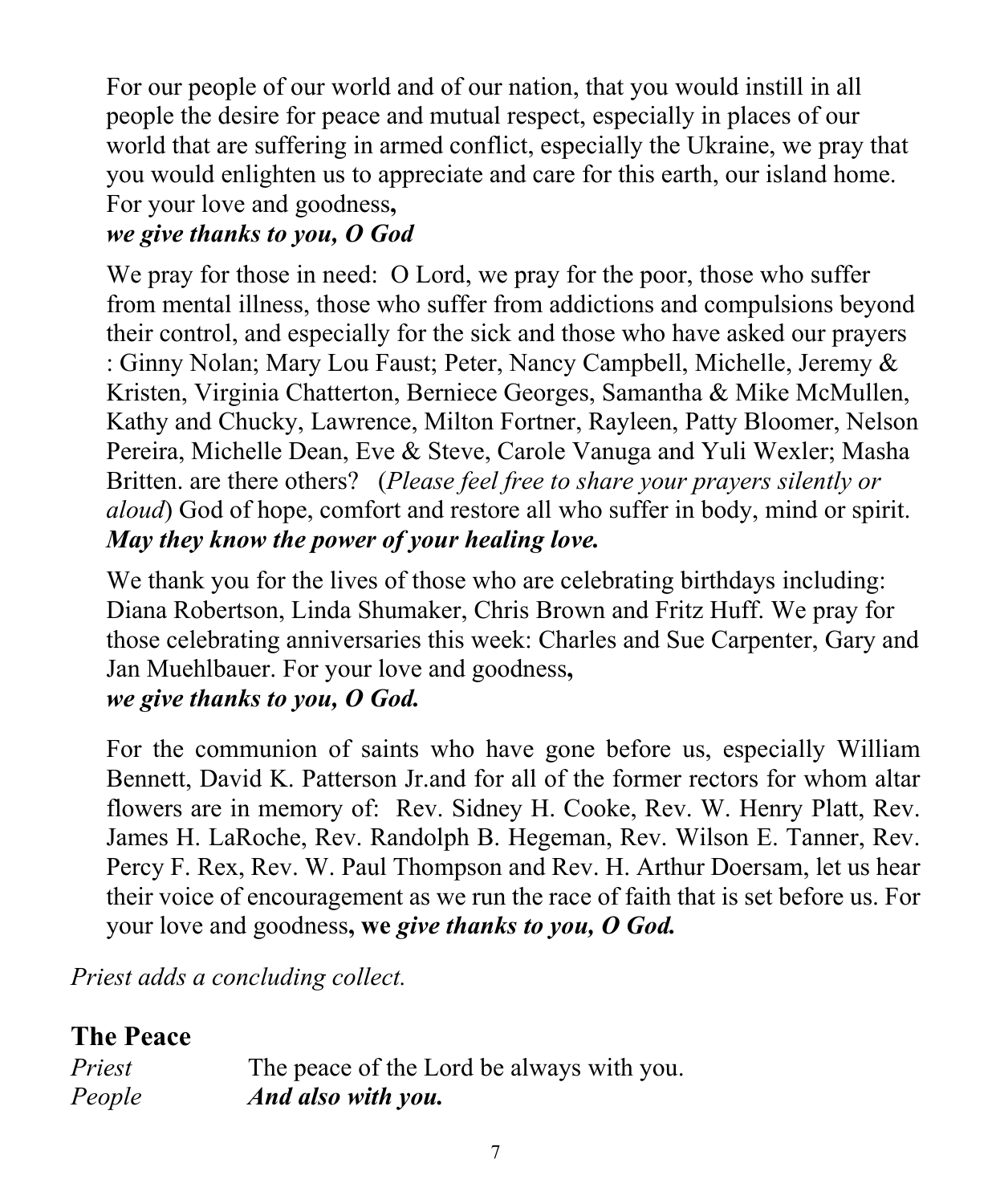For our people of our world and of our nation, that you would instill in all people the desire for peace and mutual respect, especially in places of our world that are suffering in armed conflict, especially the Ukraine, we pray that you would enlighten us to appreciate and care for this earth, our island home. For your love and goodness**,**
***we give thanks to you, O God***

We pray for those in need: O Lord, we pray for the poor, those who suffer from mental illness, those who suffer from addictions and compulsions beyond their control, and especially for the sick and those who have asked our prayers : Ginny Nolan; Mary Lou Faust; Peter, Nancy Campbell, Michelle, Jeremy & Kristen, Virginia Chatterton, Berniece Georges, Samantha & Mike McMullen, Kathy and Chucky, Lawrence, Milton Fortner, Rayleen, Patty Bloomer, Nelson Pereira, Michelle Dean, Eve & Steve, Carole Vanuga and Yuli Wexler; Masha Britten. are there others? (*Please feel free to share your prayers silently or aloud*) God of hope, comfort and restore all who suffer in body, mind or spirit.
***May they know the power of your healing love.***

We thank you for the lives of those who are celebrating birthdays including: Diana Robertson, Linda Shumaker, Chris Brown and Fritz Huff. We pray for those celebrating anniversaries this week: Charles and Sue Carpenter, Gary and Jan Muehlbauer. For your love and goodness**,**
***we give thanks to you, O God.***

For the communion of saints who have gone before us, especially William Bennett, David K. Patterson Jr.and for all of the former rectors for whom altar flowers are in memory of: Rev. Sidney H. Cooke, Rev. W. Henry Platt, Rev. James H. LaRoche, Rev. Randolph B. Hegeman, Rev. Wilson E. Tanner, Rev. Percy F. Rex, Rev. W. Paul Thompson and Rev. H. Arthur Doersam, let us hear their voice of encouragement as we run the race of faith that is set before us. For your love and goodness**, we *give thanks to you, O God.***

*Priest adds a concluding collect.*

## The Peace

*Priest* The peace of the Lord be always with you.
*People* ***And also with you.***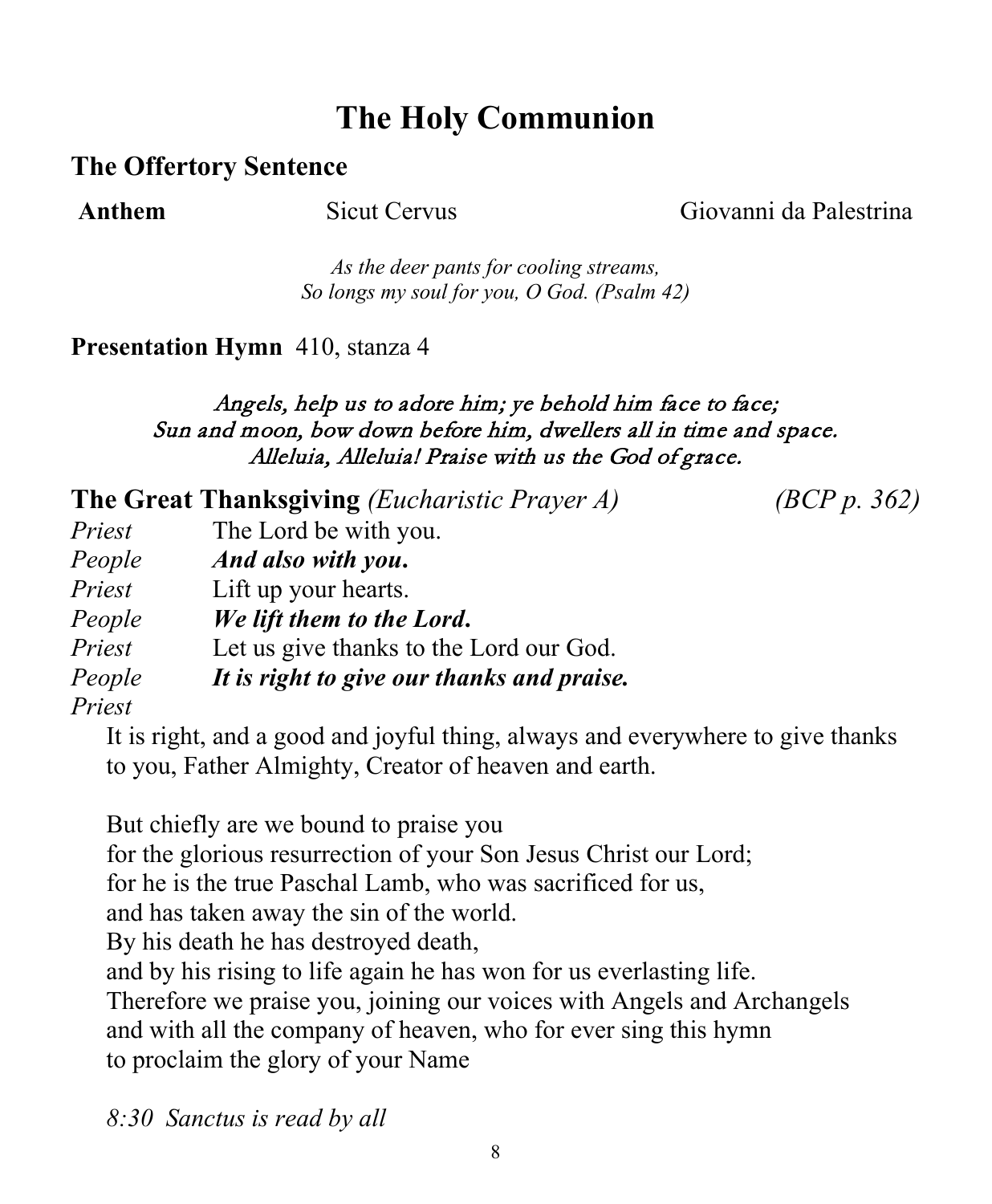# The Holy Communion

## The Offertory Sentence

**Anthem** Sicut Cervus Giovanni da Palestrina

*As the deer pants for cooling streams,*
*So longs my soul for you, O God. (Psalm 42)*

**Presentation Hymn** 410, stanza 4

*Angels, help us to adore him; ye behold him face to face;*
*Sun and moon, bow down before him, dwellers all in time and space.*
*Alleluia, Alleluia! Praise with us the God of grace.*

## The Great Thanksgiving *(Eucharistic Prayer A)* *(BCP p. 362)*

*Priest* The Lord be with you.
*People* ***And also with you.***
*Priest* Lift up your hearts.
*People* ***We lift them to the Lord.***
*Priest* Let us give thanks to the Lord our God.
*People* ***It is right to give our thanks and praise.***
*Priest*

It is right, and a good and joyful thing, always and everywhere to give thanks to you, Father Almighty, Creator of heaven and earth.

But chiefly are we bound to praise you
for the glorious resurrection of your Son Jesus Christ our Lord;
for he is the true Paschal Lamb, who was sacrificed for us,
and has taken away the sin of the world.
By his death he has destroyed death,
and by his rising to life again he has won for us everlasting life.
Therefore we praise you, joining our voices with Angels and Archangels
and with all the company of heaven, who for ever sing this hymn
to proclaim the glory of your Name

*8:30 Sanctus is read by all*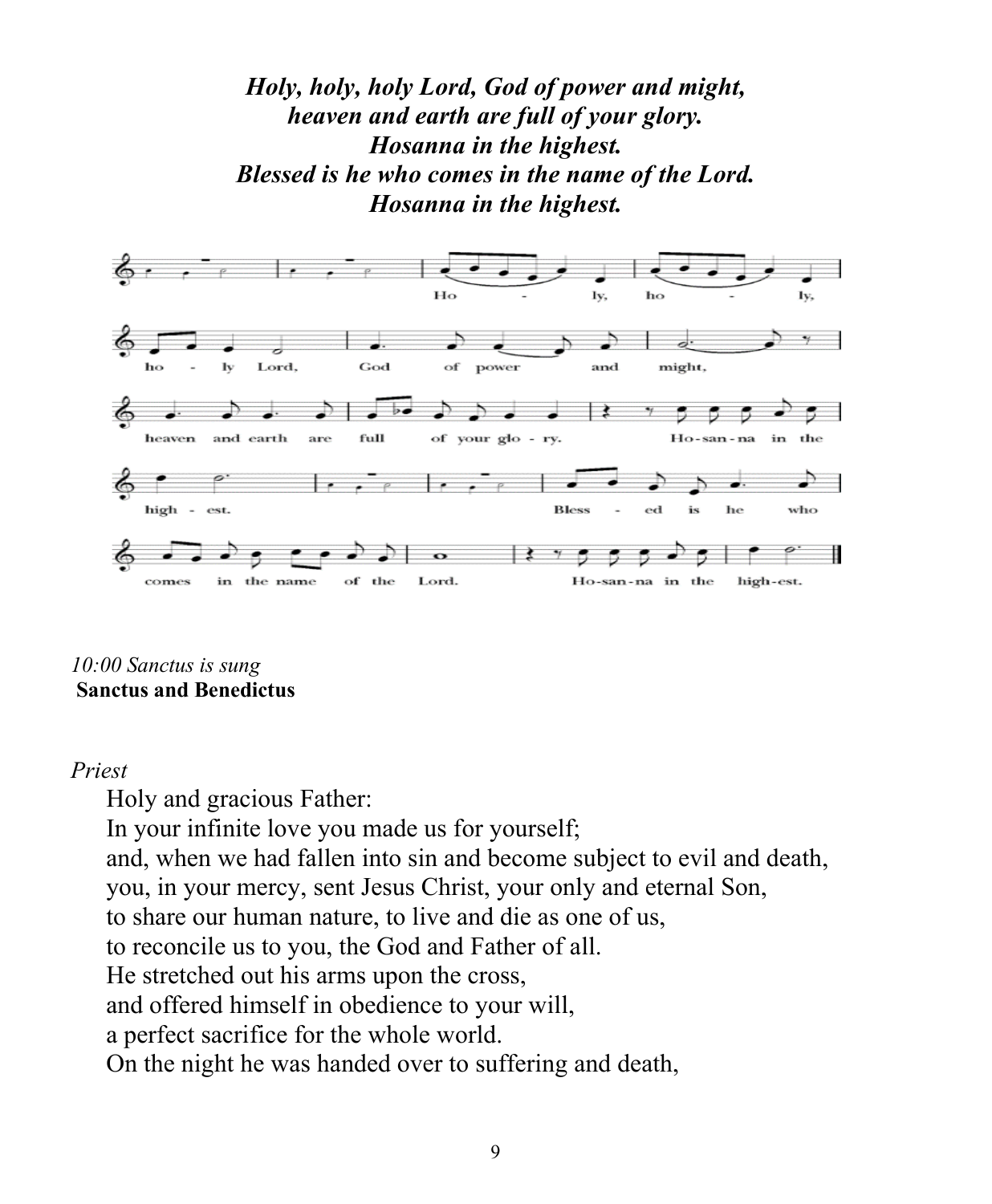***Holy, holy, holy Lord, God of power and might,***
***heaven and earth are full of your glory.***
***Hosanna in the highest.***
***Blessed is he who comes in the name of the Lord.***
***Hosanna in the highest.***

*10:00 Sanctus is sung*

**Sanctus and Benedictus**

*Priest*

Holy and gracious Father:
In your infinite love you made us for yourself;
and, when we had fallen into sin and become subject to evil and death,
you, in your mercy, sent Jesus Christ, your only and eternal Son,
to share our human nature, to live and die as one of us,
to reconcile us to you, the God and Father of all.
He stretched out his arms upon the cross,
and offered himself in obedience to your will,
a perfect sacrifice for the whole world.
On the night he was handed over to suffering and death,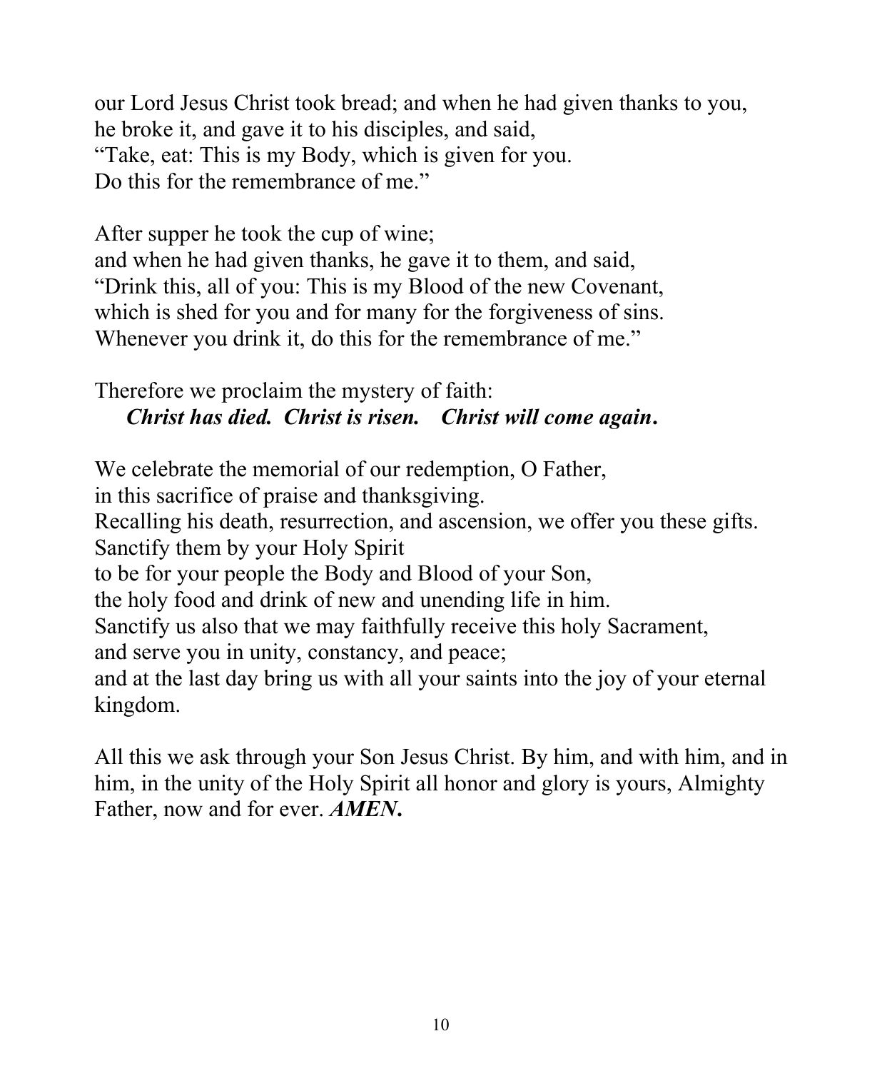our Lord Jesus Christ took bread; and when he had given thanks to you,
he broke it, and gave it to his disciples, and said,
"Take, eat: This is my Body, which is given for you.
Do this for the remembrance of me."

After supper he took the cup of wine;
and when he had given thanks, he gave it to them, and said,
"Drink this, all of you: This is my Blood of the new Covenant,
which is shed for you and for many for the forgiveness of sins.
Whenever you drink it, do this for the remembrance of me."

Therefore we proclaim the mystery of faith:
***Christ has died. Christ is risen. Christ will come again.***

We celebrate the memorial of our redemption, O Father,
in this sacrifice of praise and thanksgiving.
Recalling his death, resurrection, and ascension, we offer you these gifts.
Sanctify them by your Holy Spirit
to be for your people the Body and Blood of your Son,
the holy food and drink of new and unending life in him.
Sanctify us also that we may faithfully receive this holy Sacrament,
and serve you in unity, constancy, and peace;
and at the last day bring us with all your saints into the joy of your eternal kingdom.

All this we ask through your Son Jesus Christ. By him, and with him, and in him, in the unity of the Holy Spirit all honor and glory is yours, Almighty Father, now and for ever. ***AMEN.***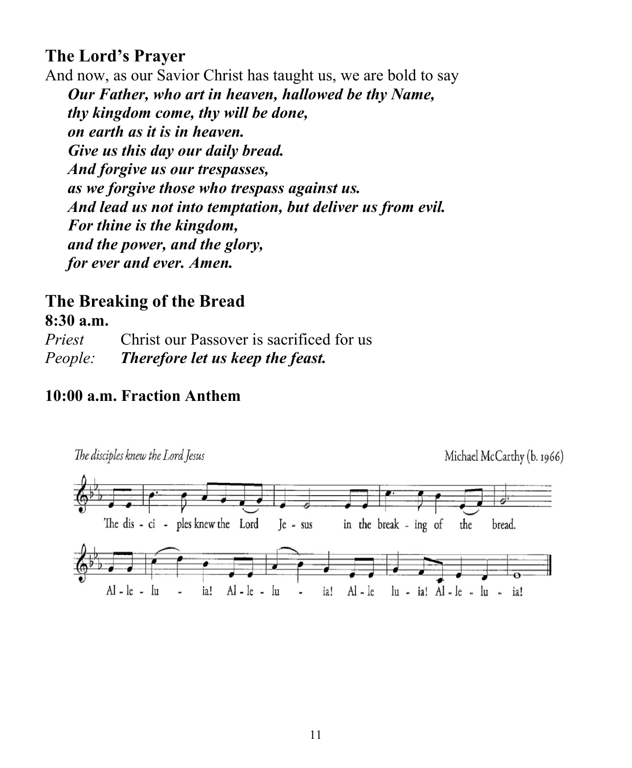## The Lord's Prayer

And now, as our Savior Christ has taught us, we are bold to say

> ***Our Father, who art in heaven, hallowed be thy Name,***
> ***thy kingdom come, thy will be done,***
> ***on earth as it is in heaven.***
> ***Give us this day our daily bread.***
> ***And forgive us our trespasses,***
> ***as we forgive those who trespass against us.***
> ***And lead us not into temptation, but deliver us from evil.***
> ***For thine is the kingdom,***
> ***and the power, and the glory,***
> ***for ever and ever. Amen.***

## The Breaking of the Bread

**8:30 a.m.**

*Priest* Christ our Passover is sacrificed for us
*People:* ***Therefore let us keep the feast.***

**10:00 a.m. Fraction Anthem**

*The disciples knew the Lord Jesus* — Michael McCarthy (b. 1966)

The dis - ci - ples knew the Lord Je - sus in the break - ing of the bread.
Al - le - lu - ia! Al - le - lu - ia! Al - le lu - ia! Al - le - lu - ia!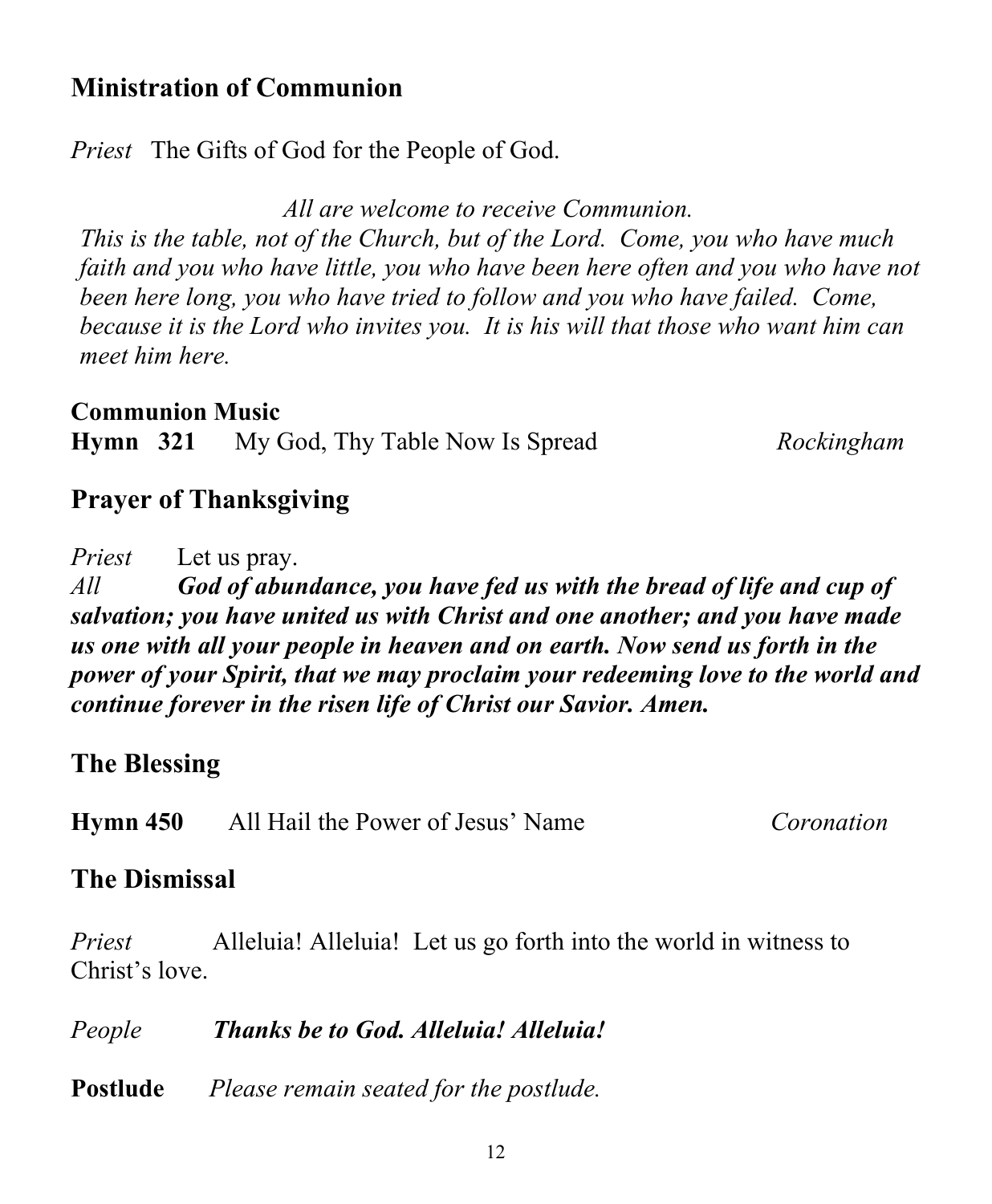## Ministration of Communion

*Priest* The Gifts of God for the People of God.

*All are welcome to receive Communion.*
*This is the table, not of the Church, but of the Lord. Come, you who have much faith and you who have little, you who have been here often and you who have not been here long, you who have tried to follow and you who have failed. Come, because it is the Lord who invites you. It is his will that those who want him can meet him here.*

**Communion Music**
**Hymn 321** My God, Thy Table Now Is Spread *Rockingham*

## Prayer of Thanksgiving

*Priest* Let us pray.
*All* ***God of abundance, you have fed us with the bread of life and cup of salvation; you have united us with Christ and one another; and you have made us one with all your people in heaven and on earth. Now send us forth in the power of your Spirit, that we may proclaim your redeeming love to the world and continue forever in the risen life of Christ our Savior. Amen.***

## The Blessing

**Hymn 450** All Hail the Power of Jesus' Name *Coronation*

## The Dismissal

*Priest* Alleluia! Alleluia! Let us go forth into the world in witness to Christ's love.

*People* ***Thanks be to God. Alleluia! Alleluia!***

**Postlude** *Please remain seated for the postlude.*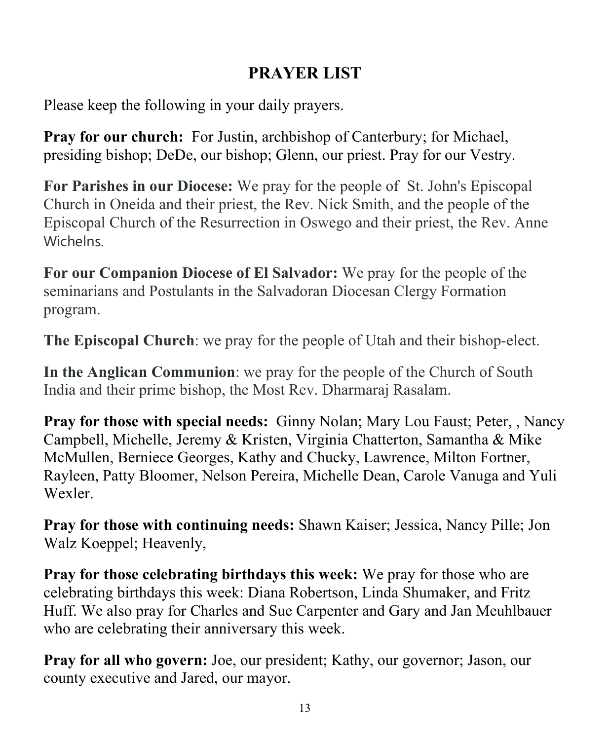# PRAYER LIST

Please keep the following in your daily prayers.

**Pray for our church:** For Justin, archbishop of Canterbury; for Michael, presiding bishop; DeDe, our bishop; Glenn, our priest. Pray for our Vestry.

**For Parishes in our Diocese:** We pray for the people of St. John's Episcopal Church in Oneida and their priest, the Rev. Nick Smith, and the people of the Episcopal Church of the Resurrection in Oswego and their priest, the Rev. Anne Wichelns.

**For our Companion Diocese of El Salvador:** We pray for the people of the seminarians and Postulants in the Salvadoran Diocesan Clergy Formation program.

**The Episcopal Church**: we pray for the people of Utah and their bishop-elect.

**In the Anglican Communion**: we pray for the people of the Church of South India and their prime bishop, the Most Rev. Dharmaraj Rasalam.

**Pray for those with special needs:** Ginny Nolan; Mary Lou Faust; Peter, , Nancy Campbell, Michelle, Jeremy & Kristen, Virginia Chatterton, Samantha & Mike McMullen, Berniece Georges, Kathy and Chucky, Lawrence, Milton Fortner, Rayleen, Patty Bloomer, Nelson Pereira, Michelle Dean, Carole Vanuga and Yuli Wexler.

**Pray for those with continuing needs:** Shawn Kaiser; Jessica, Nancy Pille; Jon Walz Koeppel; Heavenly,

**Pray for those celebrating birthdays this week:** We pray for those who are celebrating birthdays this week: Diana Robertson, Linda Shumaker, and Fritz Huff. We also pray for Charles and Sue Carpenter and Gary and Jan Meuhlbauer who are celebrating their anniversary this week.

**Pray for all who govern:** Joe, our president; Kathy, our governor; Jason, our county executive and Jared, our mayor.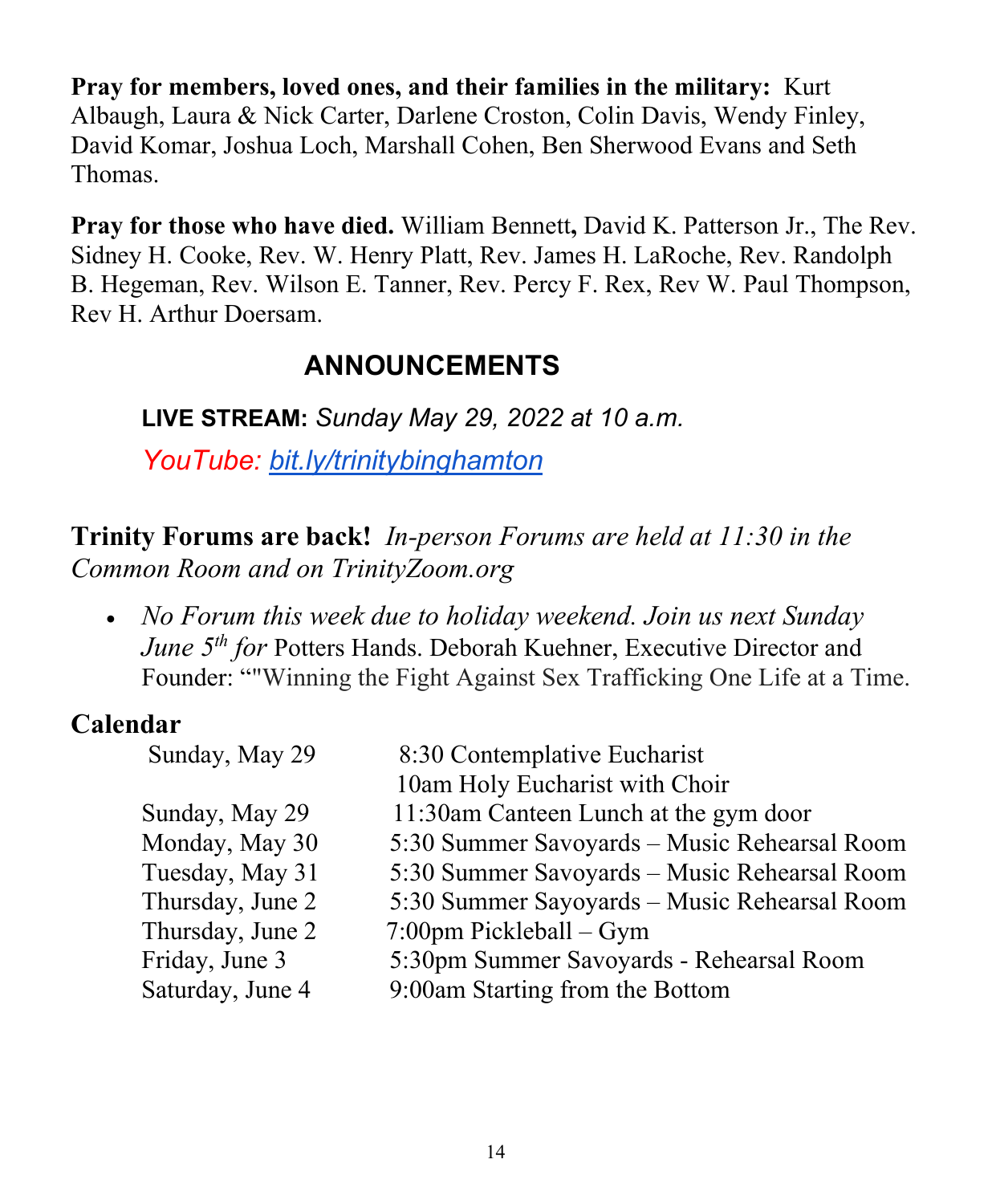**Pray for members, loved ones, and their families in the military:** Kurt Albaugh, Laura & Nick Carter, Darlene Croston, Colin Davis, Wendy Finley, David Komar, Joshua Loch, Marshall Cohen, Ben Sherwood Evans and Seth Thomas.

**Pray for those who have died.** William Bennett**,** David K. Patterson Jr., The Rev. Sidney H. Cooke, Rev. W. Henry Platt, Rev. James H. LaRoche, Rev. Randolph B. Hegeman, Rev. Wilson E. Tanner, Rev. Percy F. Rex, Rev W. Paul Thompson, Rev H. Arthur Doersam.

## ANNOUNCEMENTS

**LIVE STREAM:** *Sunday May 29, 2022 at 10 a.m.*

*YouTube: bit.ly/trinitybinghamton*

**Trinity Forums are back!** *In-person Forums are held at 11:30 in the Common Room and on TrinityZoom.org*

- *No Forum this week due to holiday weekend. Join us next Sunday June 5th for* Potters Hands. Deborah Kuehner, Executive Director and Founder: “"Winning the Fight Against Sex Trafficking One Life at a Time.

**Calendar**

| | |
|---|---|
| Sunday, May 29 | 8:30 Contemplative Eucharist |
| | 10am Holy Eucharist with Choir |
| Sunday, May 29 | 11:30am Canteen Lunch at the gym door |
| Monday, May 30 | 5:30 Summer Savoyards – Music Rehearsal Room |
| Tuesday, May 31 | 5:30 Summer Savoyards – Music Rehearsal Room |
| Thursday, June 2 | 5:30 Summer Sayoyards – Music Rehearsal Room |
| Thursday, June 2 | 7:00pm Pickleball – Gym |
| Friday, June 3 | 5:30pm Summer Savoyards - Rehearsal Room |
| Saturday, June 4 | 9:00am Starting from the Bottom |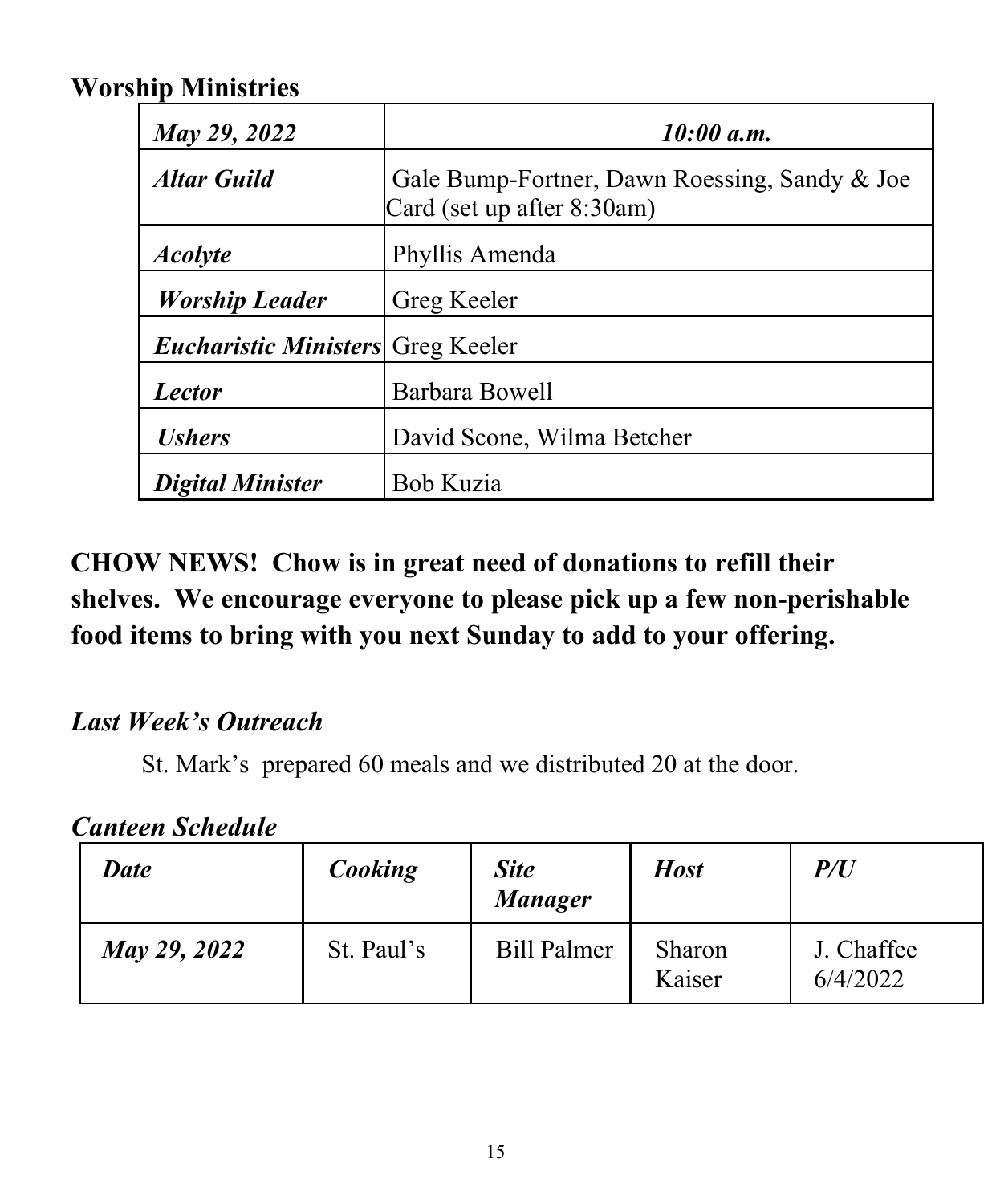## Worship Ministries

| *May 29, 2022* | *10:00 a.m.* |
|---|---|
| ***Altar Guild*** | Gale Bump-Fortner, Dawn Roessing, Sandy & Joe Card (set up after 8:30am) |
| ***Acolyte*** | Phyllis Amenda |
| ***Worship Leader*** | Greg Keeler |
| ***Eucharistic Ministers*** | Greg Keeler |
| ***Lector*** | Barbara Bowell |
| ***Ushers*** | David Scone, Wilma Betcher |
| ***Digital Minister*** | Bob Kuzia |

**CHOW NEWS! Chow is in great need of donations to refill their shelves. We encourage everyone to please pick up a few non-perishable food items to bring with you next Sunday to add to your offering.**

### *Last Week's Outreach*

St. Mark's prepared 60 meals and we distributed 20 at the door.

### *Canteen Schedule*

| *Date* | *Cooking* | *Site Manager* | *Host* | *P/U* |
|---|---|---|---|---|
| ***May 29, 2022*** | St. Paul's | Bill Palmer | Sharon Kaiser | J. Chaffee 6/4/2022 |